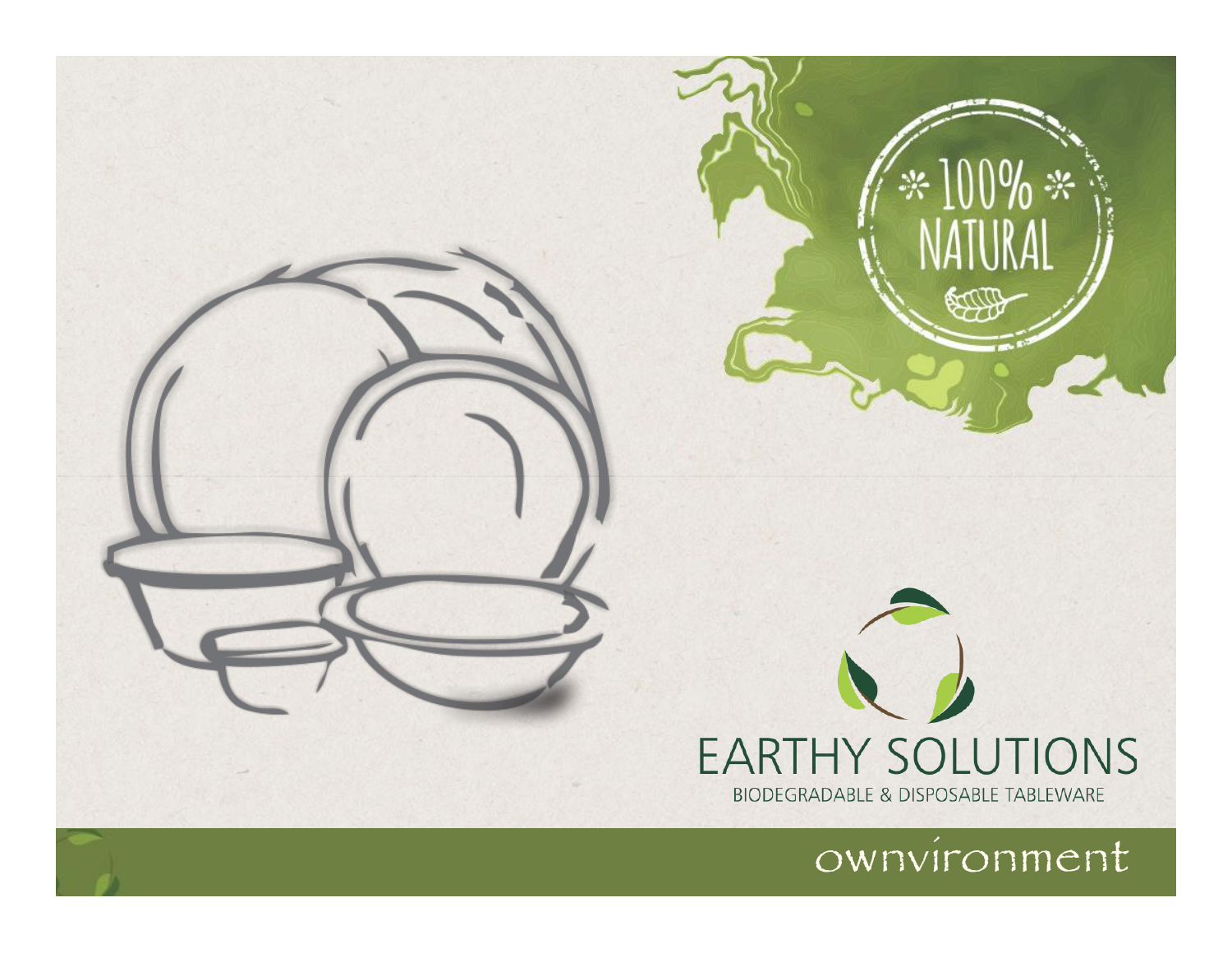100% NATURAL

# EARTHY SOLUTIONS

BIODEGRADABLE & DISPOSABLE TABLEWARE

ownvironment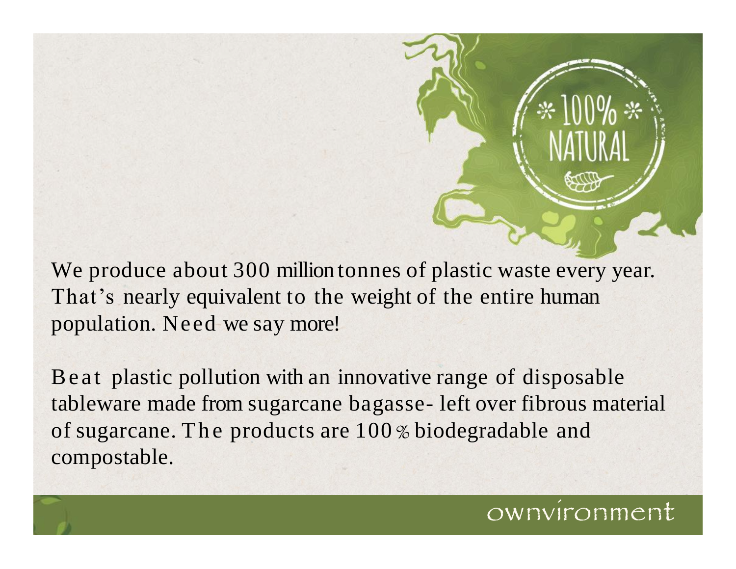We produce about 300 million tonnes of plastic waste every year. That's nearly equivalent to the weight of the entire human population. Need we say more!

Beat plastic pollution with an innovative range of disposable tableware made from sugarcane bagasse- left over fibrous material of sugarcane. The products are 100% biodegradable and compostable.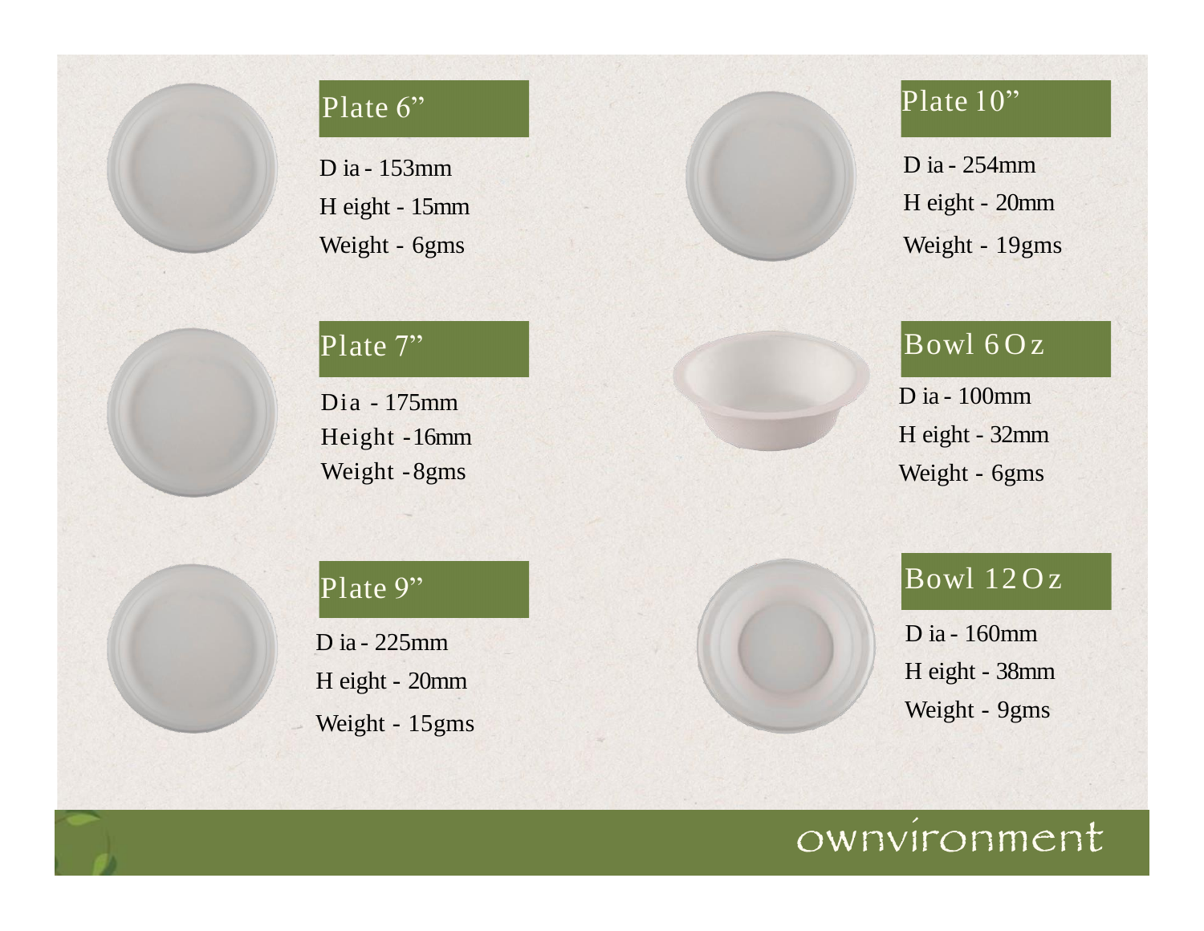## Plate 6”

Dia - 153mm

Height - 15mm

Weight - 6gms

## Plate 7”

Dia - 175mm

Height - 16mm

Weight - 8gms

## Plate 9”

Dia - 225mm

Height - 20mm

Weight - 15gms

## Plate 10”

Dia - 254mm

Height - 20mm

Weight - 19gms

## Bowl 6Oz

Dia - 100mm

Height - 32mm

Weight - 6gms

## Bowl 12Oz

Dia - 160mm

Height - 38mm

Weight - 9gms

ownvironment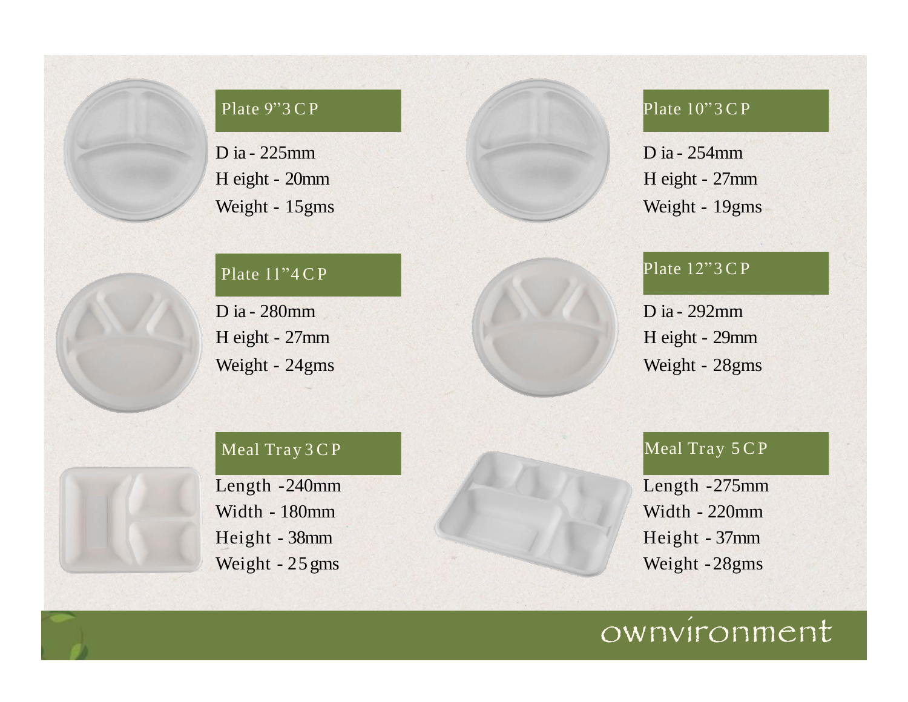## Plate 9"3 C P

D ia - 225mm
H eight - 20mm
Weight - 15gms

## Plate 10"3 C P

D ia - 254mm
H eight - 27mm
Weight - 19gms

## Plate 11"4 C P

D ia - 280mm
H eight - 27mm
Weight - 24gms

## Plate 12"3 C P

D ia - 292mm
H eight - 29mm
Weight - 28gms

## Meal Tray 3 C P

Length -240mm
Width - 180mm
Height - 38mm
Weight - 25 gms

## Meal Tray 5 C P

Length -275mm
Width - 220mm
Height - 37mm
Weight - 28gms

ownvironment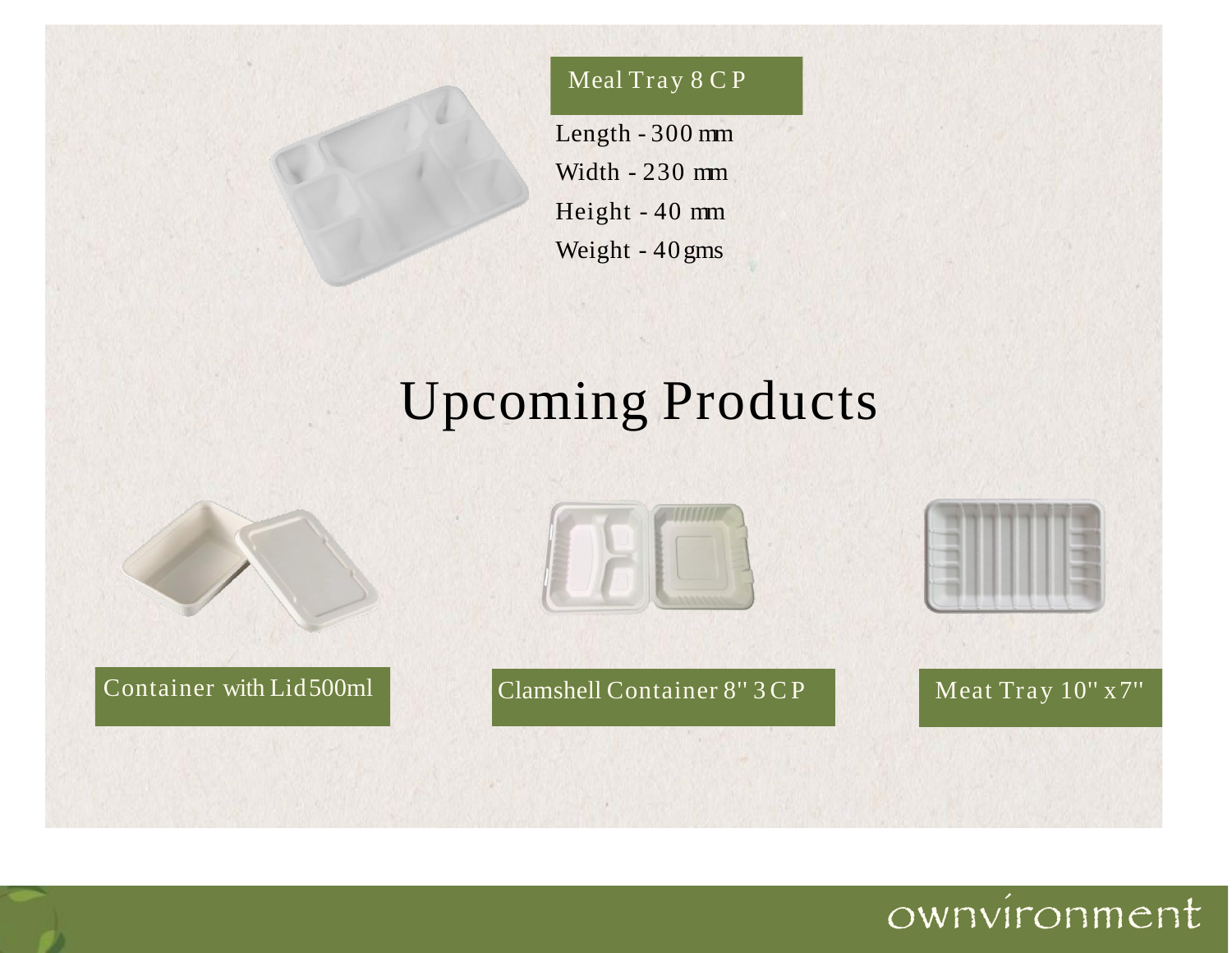### Meal Tray 8 C P

Length - 300 mm

Width - 230 mm

Height - 40 mm

Weight - 40 gms

# Upcoming Products

Container with Lid 500ml

Clamshell Container 8" 3 C P

Meat Tray 10" x 7"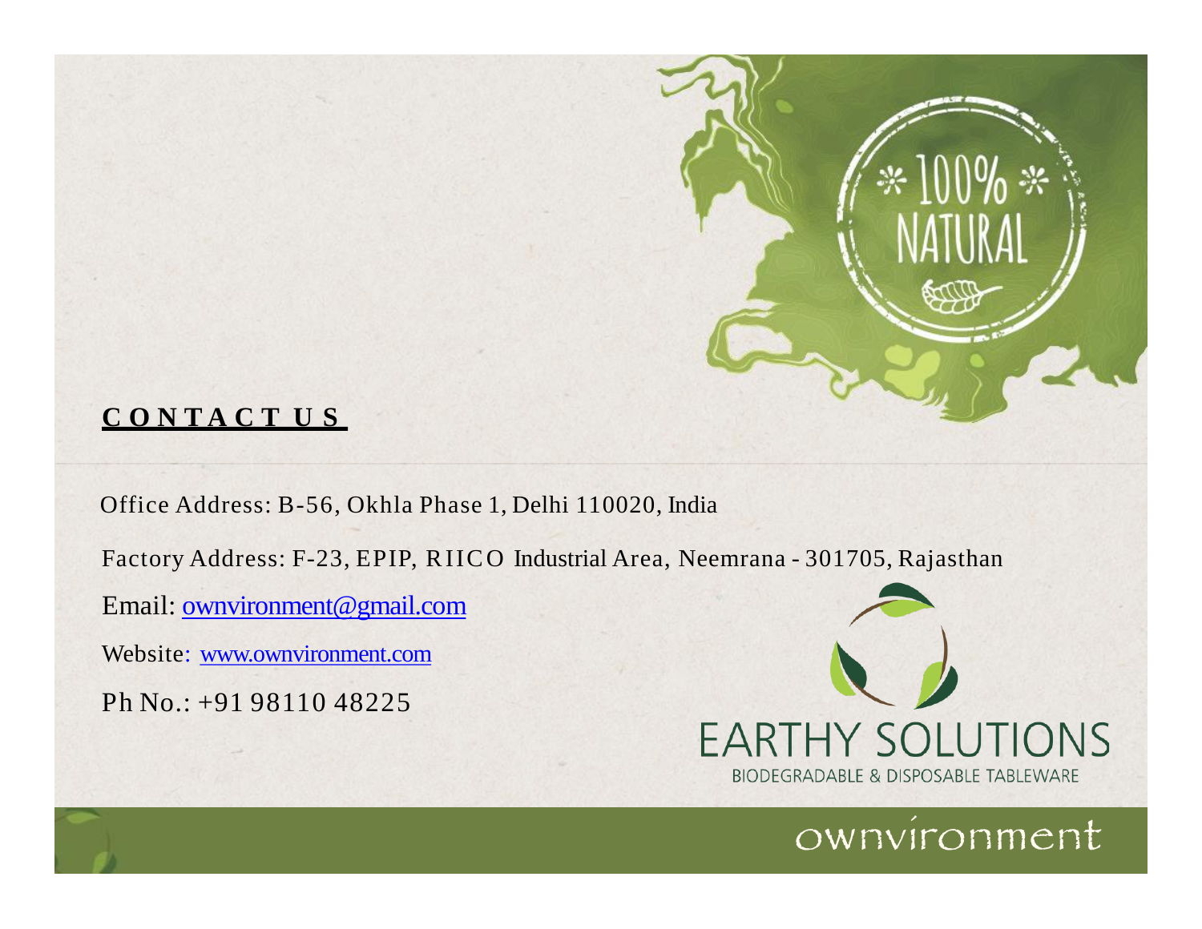## CONTACT US

Office Address: B-56, Okhla Phase 1, Delhi 110020, India

Factory Address: F-23, EPIP, RIICO Industrial Area, Neemrana - 301705, Rajasthan

Email: ownvironment@gmail.com

Website: www.ownvironment.com

Ph No.: +91 98110 48225

100% NATURAL

EARTHY SOLUTIONS

BIODEGRADABLE & DISPOSABLE TABLEWARE

ownvironment